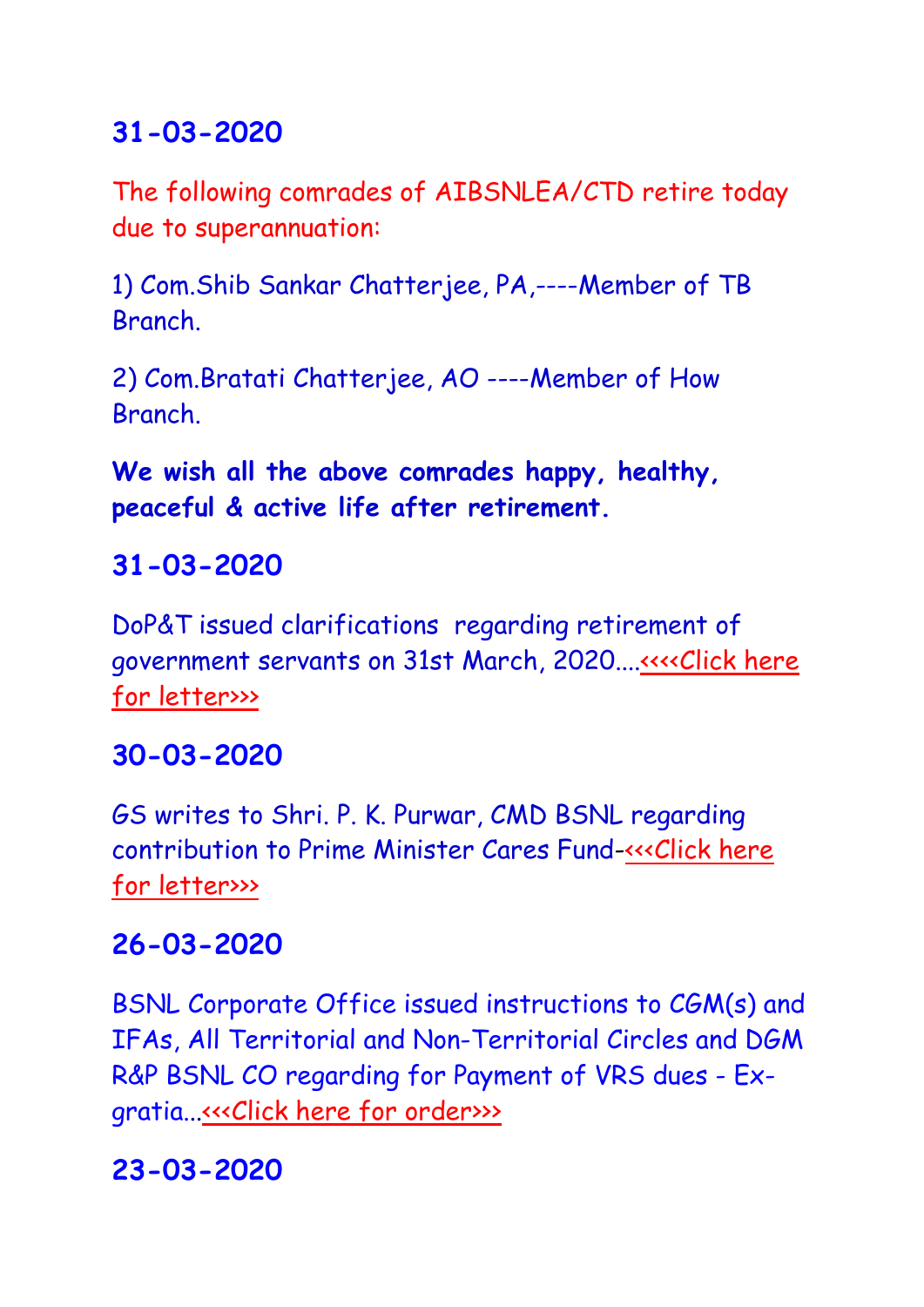## 31-03-2020

The following comrades of AIBSNLEA/CTD retire today due to superannuation:

1) Com.Shib Sankar Chatterjee, PA,----Member of TB Branch.

2) Com.Bratati Chatterjee, AO ----Member of How Branch.

**We wish all the above comrades happy, healthy, peaceful & active life after retirement.**

## 31-03-2020

DoP&T issued clarifications regarding retirement of government servants on 31st March, 2020....<<<<Click here for letter>>>

## 30-03-2020

GS writes to Shri. P. K. Purwar, CMD BSNL regarding contribution to Prime Minister Cares Fund-<<<Click here for letter>>>

## 26-03-2020

BSNL Corporate Office issued instructions to CGM(s) and IFAs, All Territorial and Non-Territorial Circles and DGM R&P BSNL CO regarding for Payment of VRS dues - Ex-gratia...<<<Click here for order>>>

## 23-03-2020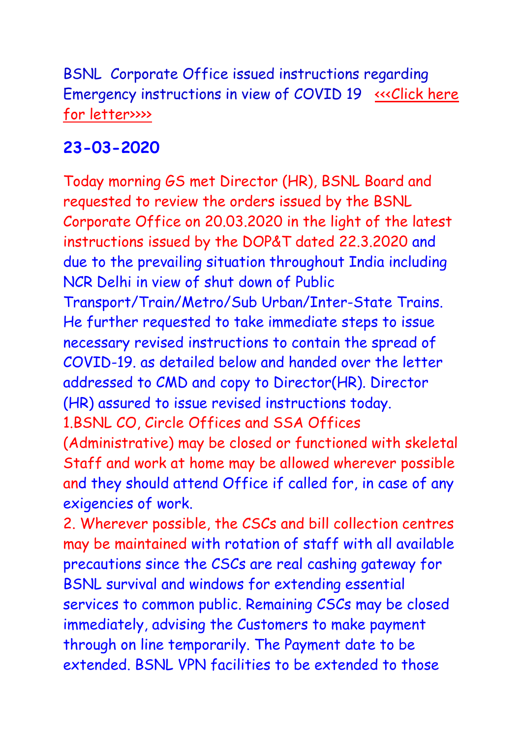BSNL Corporate Office issued instructions regarding Emergency instructions in view of COVID 19 <<<Click here for letter>>>>

## 23-03-2020

Today morning GS met Director (HR), BSNL Board and requested to review the orders issued by the BSNL Corporate Office on 20.03.2020 in the light of the latest instructions issued by the DOP&T dated 22.3.2020 and due to the prevailing situation throughout India including NCR Delhi in view of shut down of Public Transport/Train/Metro/Sub Urban/Inter-State Trains. He further requested to take immediate steps to issue necessary revised instructions to contain the spread of COVID-19. as detailed below and handed over the letter addressed to CMD and copy to Director(HR). Director (HR) assured to issue revised instructions today.

1.BSNL CO, Circle Offices and SSA Offices (Administrative) may be closed or functioned with skeletal Staff and work at home may be allowed wherever possible and they should attend Office if called for, in case of any exigencies of work.

2. Wherever possible, the CSCs and bill collection centres may be maintained with rotation of staff with all available precautions since the CSCs are real cashing gateway for BSNL survival and windows for extending essential services to common public. Remaining CSCs may be closed immediately, advising the Customers to make payment through on line temporarily. The Payment date to be extended. BSNL VPN facilities to be extended to those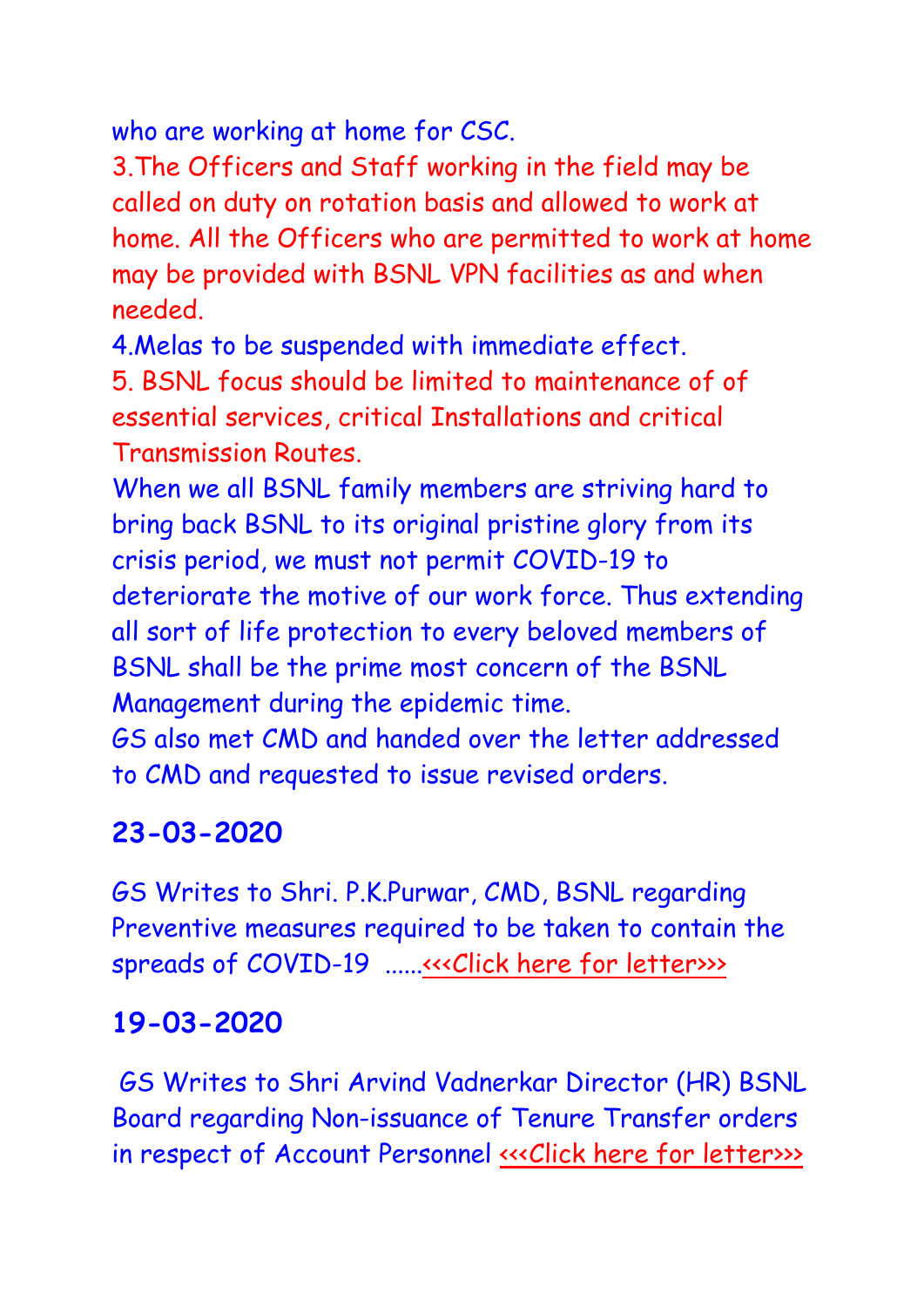who are working at home for CSC.

3.The Officers and Staff working in the field may be called on duty on rotation basis and allowed to work at home. All the Officers who are permitted to work at home may be provided with BSNL VPN facilities as and when needed.

4.Melas to be suspended with immediate effect.

5. BSNL focus should be limited to maintenance of of essential services, critical Installations and critical Transmission Routes.

When we all BSNL family members are striving hard to bring back BSNL to its original pristine glory from its crisis period, we must not permit COVID-19 to deteriorate the motive of our work force. Thus extending all sort of life protection to every beloved members of BSNL shall be the prime most concern of the BSNL Management during the epidemic time.

GS also met CMD and handed over the letter addressed to CMD and requested to issue revised orders.

## 23-03-2020

GS Writes to Shri. P.K.Purwar, CMD, BSNL regarding Preventive measures required to be taken to contain the spreads of COVID-19 ......<<<Click here for letter>>>

## 19-03-2020

GS Writes to Shri Arvind Vadnerkar Director (HR) BSNL Board regarding Non-issuance of Tenure Transfer orders in respect of Account Personnel <<<Click here for letter>>>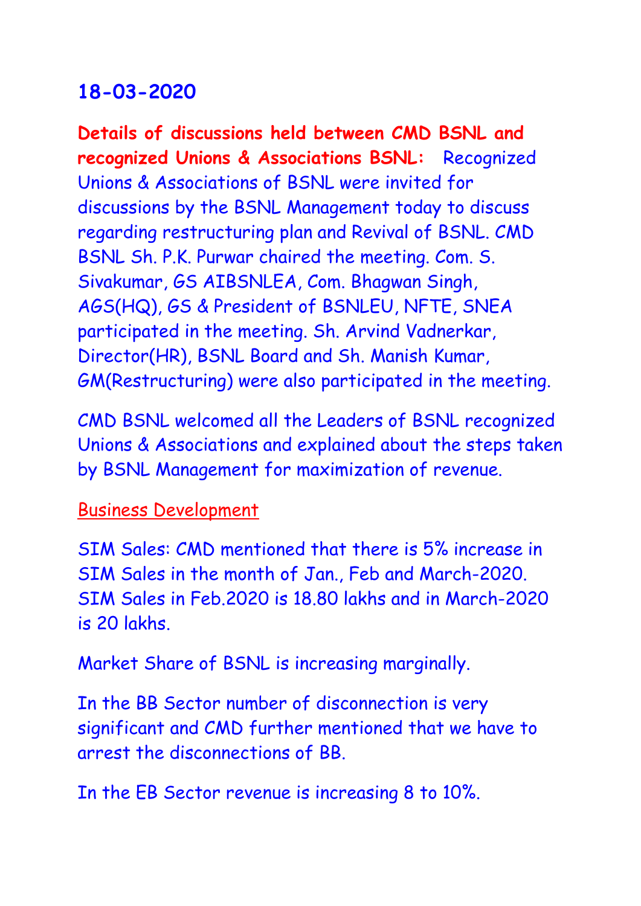# 18-03-2020

**Details of discussions held between CMD BSNL and recognized Unions & Associations BSNL:** Recognized Unions & Associations of BSNL were invited for discussions by the BSNL Management today to discuss regarding restructuring plan and Revival of BSNL. CMD BSNL Sh. P.K. Purwar chaired the meeting. Com. S. Sivakumar, GS AIBSNLEA, Com. Bhagwan Singh, AGS(HQ), GS & President of BSNLEU, NFTE, SNEA participated in the meeting. Sh. Arvind Vadnerkar, Director(HR), BSNL Board and Sh. Manish Kumar, GM(Restructuring) were also participated in the meeting.

CMD BSNL welcomed all the Leaders of BSNL recognized Unions & Associations and explained about the steps taken by BSNL Management for maximization of revenue.

<u>Business Development</u>

SIM Sales: CMD mentioned that there is 5% increase in SIM Sales in the month of Jan., Feb and March-2020. SIM Sales in Feb.2020 is 18.80 lakhs and in March-2020 is 20 lakhs.

Market Share of BSNL is increasing marginally.

In the BB Sector number of disconnection is very significant and CMD further mentioned that we have to arrest the disconnections of BB.

In the EB Sector revenue is increasing 8 to 10%.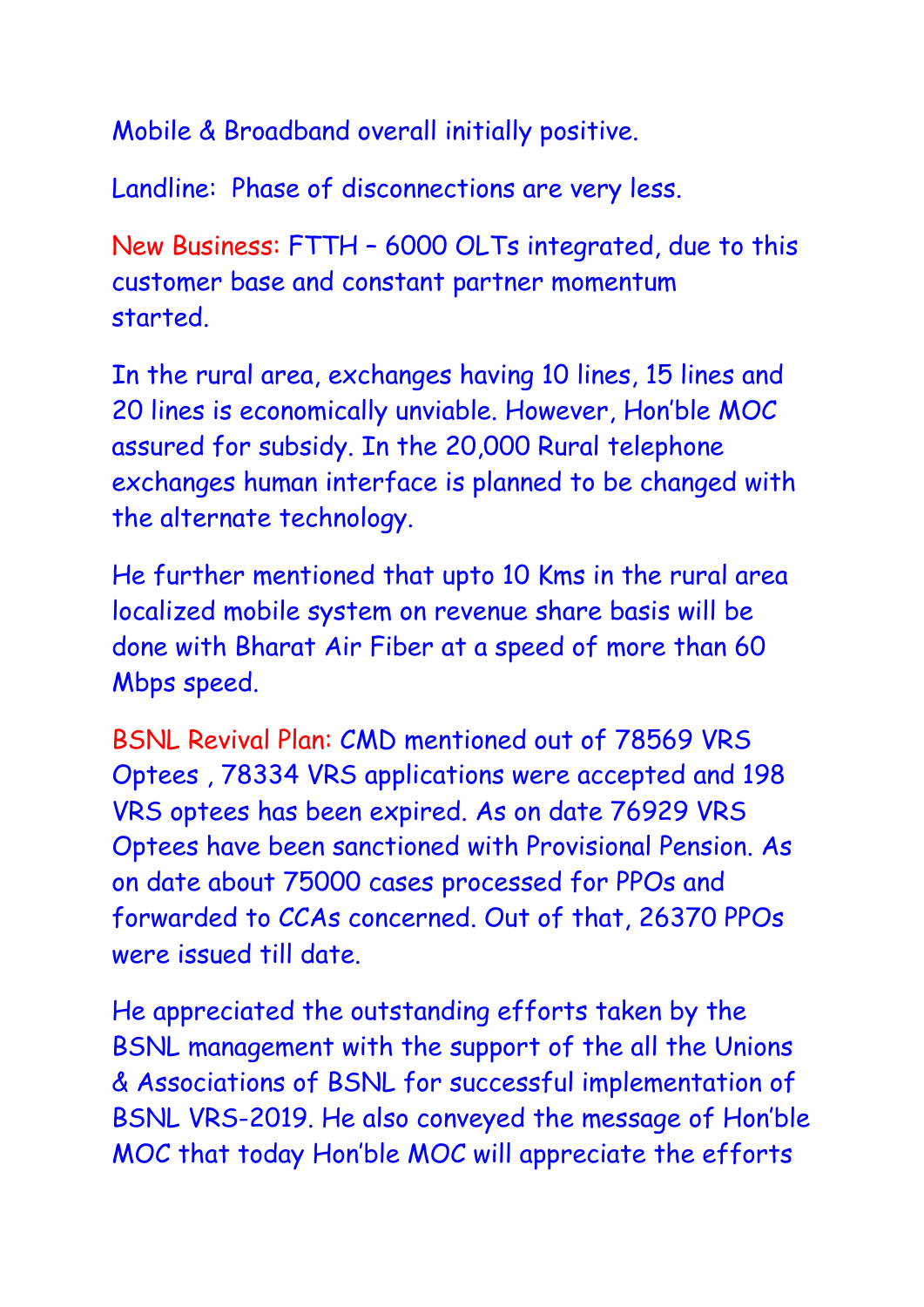Mobile & Broadband overall initially positive.

Landline: Phase of disconnections are very less.

New Business: FTTH – 6000 OLTs integrated, due to this customer base and constant partner momentum started.

In the rural area, exchanges having 10 lines, 15 lines and 20 lines is economically unviable. However, Hon'ble MOC assured for subsidy. In the 20,000 Rural telephone exchanges human interface is planned to be changed with the alternate technology.

He further mentioned that upto 10 Kms in the rural area localized mobile system on revenue share basis will be done with Bharat Air Fiber at a speed of more than 60 Mbps speed.

BSNL Revival Plan: CMD mentioned out of 78569 VRS Optees , 78334 VRS applications were accepted and 198 VRS optees has been expired. As on date 76929 VRS Optees have been sanctioned with Provisional Pension. As on date about 75000 cases processed for PPOs and forwarded to CCAs concerned. Out of that, 26370 PPOs were issued till date.

He appreciated the outstanding efforts taken by the BSNL management with the support of the all the Unions & Associations of BSNL for successful implementation of BSNL VRS-2019. He also conveyed the message of Hon'ble MOC that today Hon'ble MOC will appreciate the efforts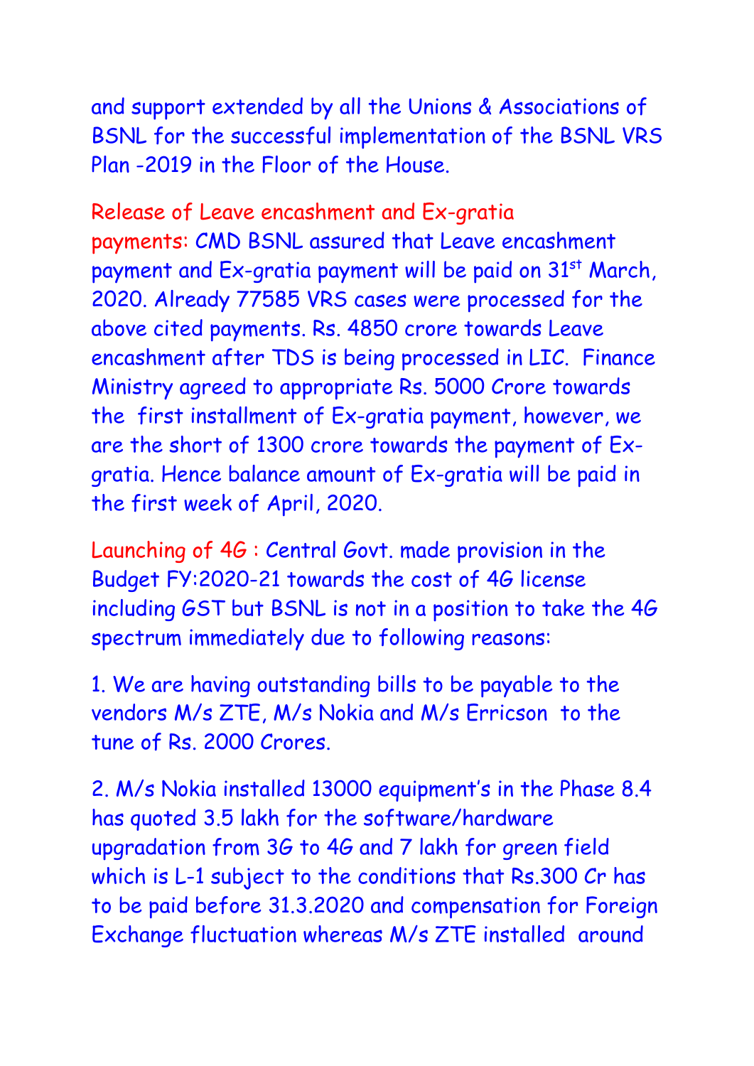and support extended by all the Unions & Associations of BSNL for the successful implementation of the BSNL VRS Plan -2019 in the Floor of the House.

**Release of Leave encashment and Ex-gratia payments:** CMD BSNL assured that Leave encashment payment and Ex-gratia payment will be paid on 31st March, 2020. Already 77585 VRS cases were processed for the above cited payments. Rs. 4850 crore towards Leave encashment after TDS is being processed in LIC. Finance Ministry agreed to appropriate Rs. 5000 Crore towards the first installment of Ex-gratia payment, however, we are the short of 1300 crore towards the payment of Ex-gratia. Hence balance amount of Ex-gratia will be paid in the first week of April, 2020.

**Launching of 4G :** Central Govt. made provision in the Budget FY:2020-21 towards the cost of 4G license including GST but BSNL is not in a position to take the 4G spectrum immediately due to following reasons:

1. We are having outstanding bills to be payable to the vendors M/s ZTE, M/s Nokia and M/s Erricson to the tune of Rs. 2000 Crores.

2. M/s Nokia installed 13000 equipment's in the Phase 8.4 has quoted 3.5 lakh for the software/hardware upgradation from 3G to 4G and 7 lakh for green field which is L-1 subject to the conditions that Rs.300 Cr has to be paid before 31.3.2020 and compensation for Foreign Exchange fluctuation whereas M/s ZTE installed around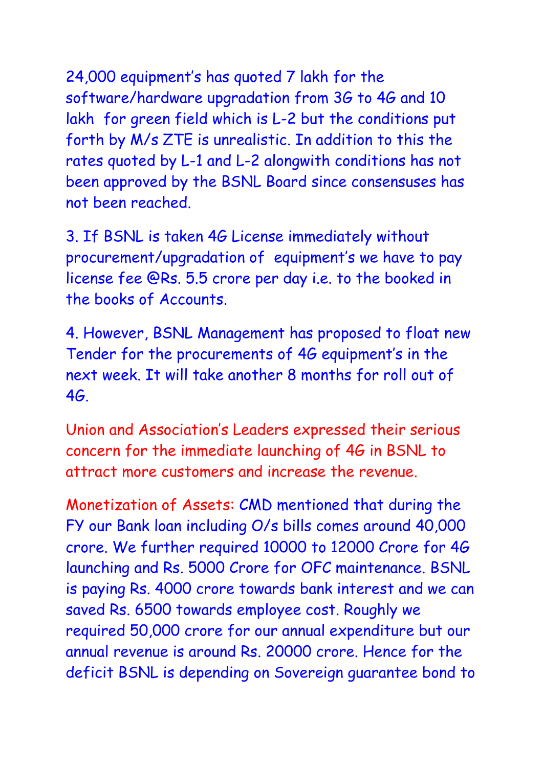24,000 equipment's has quoted 7 lakh for the software/hardware upgradation from 3G to 4G and 10 lakh for green field which is L-2 but the conditions put forth by M/s ZTE is unrealistic. In addition to this the rates quoted by L-1 and L-2 alongwith conditions has not been approved by the BSNL Board since consensuses has not been reached.

3. If BSNL is taken 4G License immediately without procurement/upgradation of equipment's we have to pay license fee @Rs. 5.5 crore per day i.e. to the booked in the books of Accounts.

4. However, BSNL Management has proposed to float new Tender for the procurements of 4G equipment's in the next week. It will take another 8 months for roll out of 4G.

Union and Association's Leaders expressed their serious concern for the immediate launching of 4G in BSNL to attract more customers and increase the revenue.

Monetization of Assets: CMD mentioned that during the FY our Bank loan including O/s bills comes around 40,000 crore. We further required 10000 to 12000 Crore for 4G launching and Rs. 5000 Crore for OFC maintenance. BSNL is paying Rs. 4000 crore towards bank interest and we can saved Rs. 6500 towards employee cost. Roughly we required 50,000 crore for our annual expenditure but our annual revenue is around Rs. 20000 crore. Hence for the deficit BSNL is depending on Sovereign guarantee bond to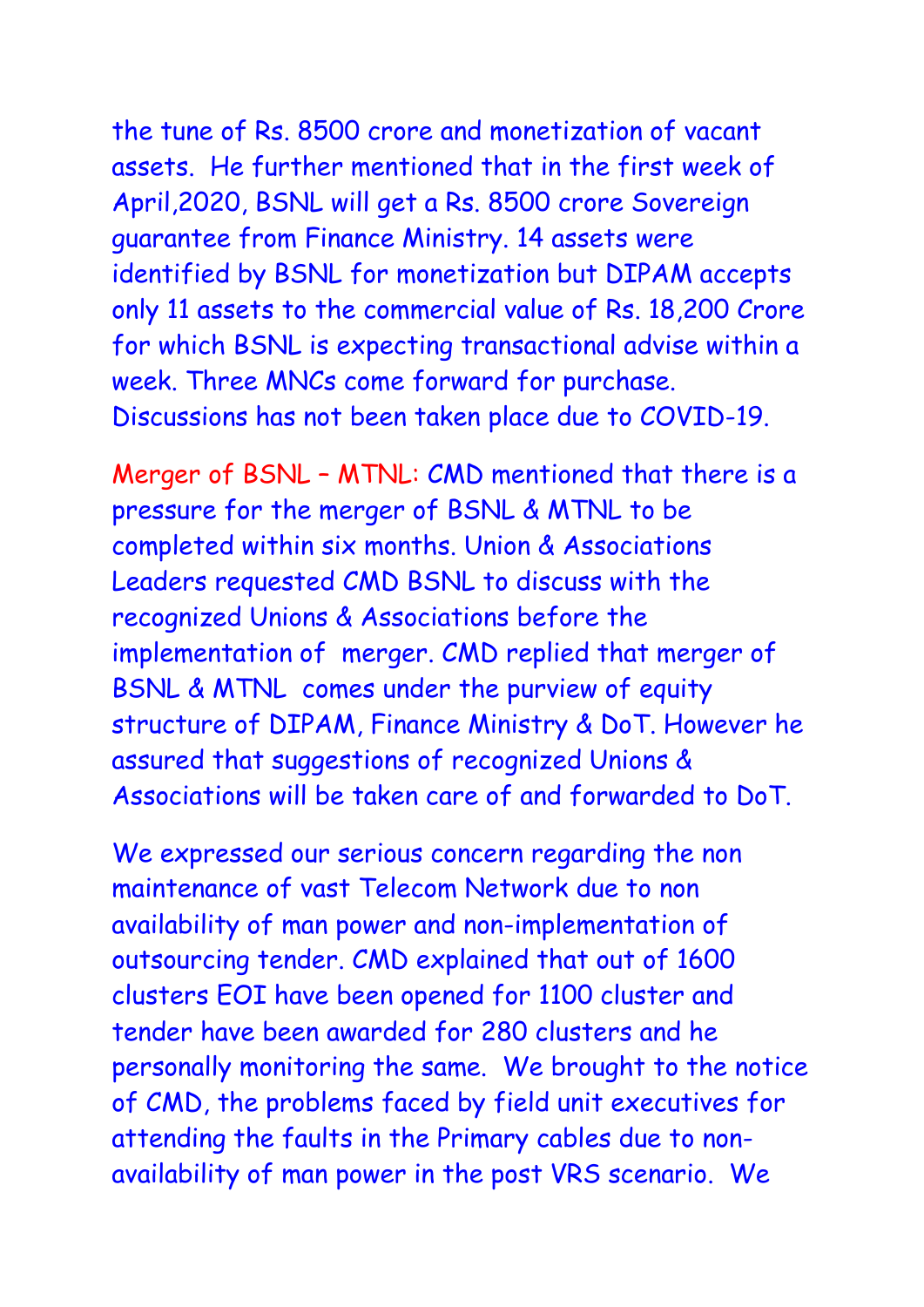the tune of Rs. 8500 crore and monetization of vacant assets. He further mentioned that in the first week of April,2020, BSNL will get a Rs. 8500 crore Sovereign guarantee from Finance Ministry. 14 assets were identified by BSNL for monetization but DIPAM accepts only 11 assets to the commercial value of Rs. 18,200 Crore for which BSNL is expecting transactional advise within a week. Three MNCs come forward for purchase. Discussions has not been taken place due to COVID-19.

Merger of BSNL – MTNL: CMD mentioned that there is a pressure for the merger of BSNL & MTNL to be completed within six months. Union & Associations Leaders requested CMD BSNL to discuss with the recognized Unions & Associations before the implementation of merger. CMD replied that merger of BSNL & MTNL comes under the purview of equity structure of DIPAM, Finance Ministry & DoT. However he assured that suggestions of recognized Unions & Associations will be taken care of and forwarded to DoT.

We expressed our serious concern regarding the non maintenance of vast Telecom Network due to non availability of man power and non-implementation of outsourcing tender. CMD explained that out of 1600 clusters EOI have been opened for 1100 cluster and tender have been awarded for 280 clusters and he personally monitoring the same. We brought to the notice of CMD, the problems faced by field unit executives for attending the faults in the Primary cables due to non-availability of man power in the post VRS scenario. We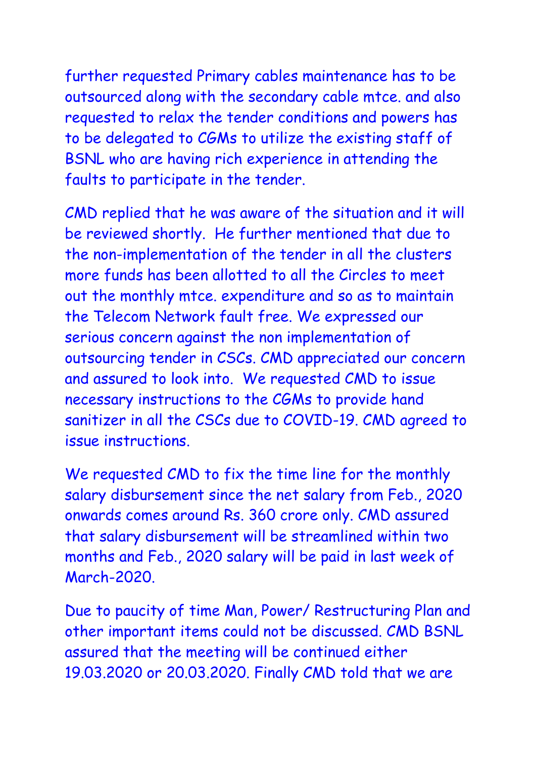further requested Primary cables maintenance has to be outsourced along with the secondary cable mtce. and also requested to relax the tender conditions and powers has to be delegated to CGMs to utilize the existing staff of BSNL who are having rich experience in attending the faults to participate in the tender.

CMD replied that he was aware of the situation and it will be reviewed shortly. He further mentioned that due to the non-implementation of the tender in all the clusters more funds has been allotted to all the Circles to meet out the monthly mtce. expenditure and so as to maintain the Telecom Network fault free. We expressed our serious concern against the non implementation of outsourcing tender in CSCs. CMD appreciated our concern and assured to look into. We requested CMD to issue necessary instructions to the CGMs to provide hand sanitizer in all the CSCs due to COVID-19. CMD agreed to issue instructions.

We requested CMD to fix the time line for the monthly salary disbursement since the net salary from Feb., 2020 onwards comes around Rs. 360 crore only. CMD assured that salary disbursement will be streamlined within two months and Feb., 2020 salary will be paid in last week of March-2020.

Due to paucity of time Man, Power/ Restructuring Plan and other important items could not be discussed. CMD BSNL assured that the meeting will be continued either 19.03.2020 or 20.03.2020. Finally CMD told that we are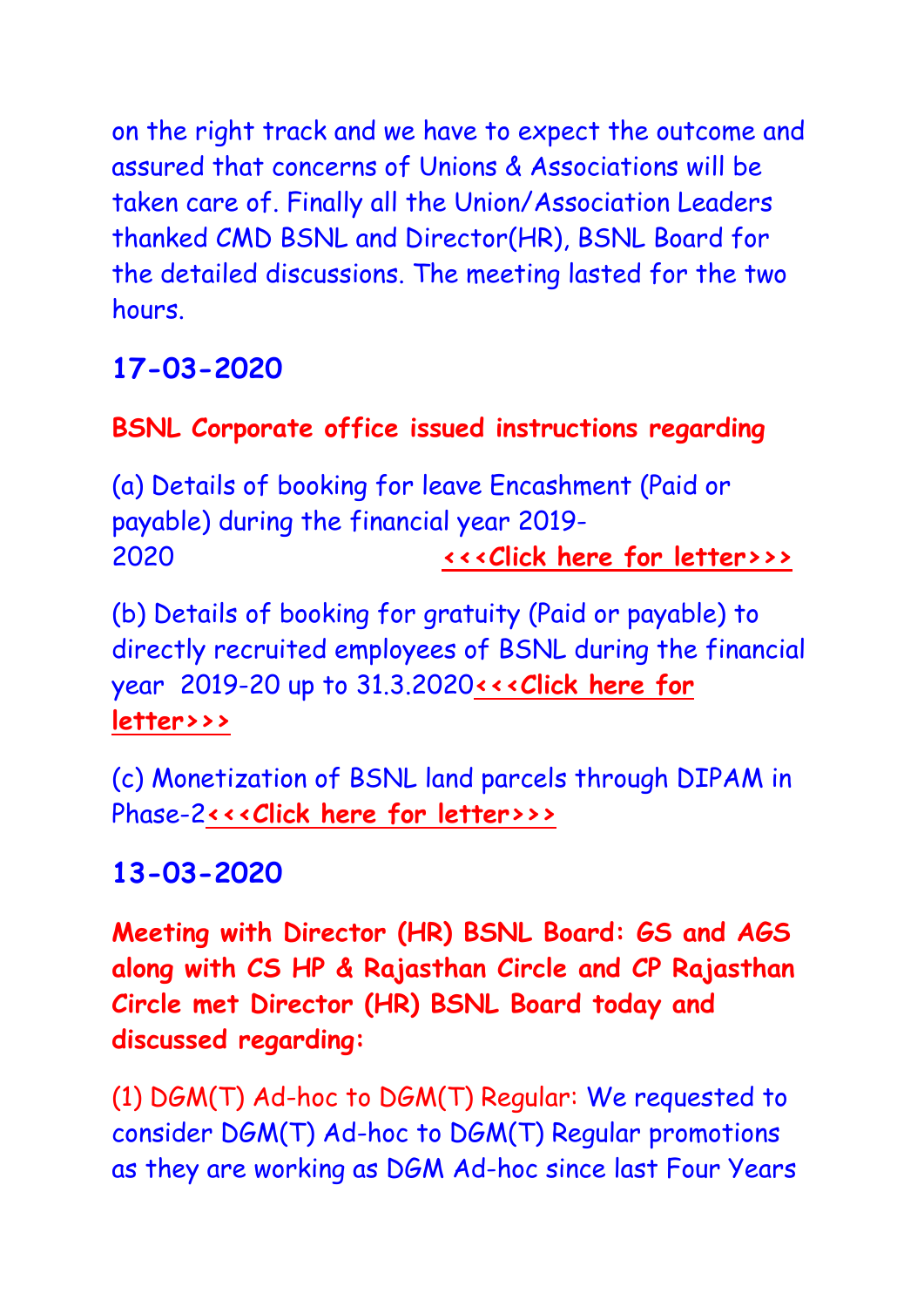on the right track and we have to expect the outcome and assured that concerns of Unions & Associations will be taken care of. Finally all the Union/Association Leaders thanked CMD BSNL and Director(HR), BSNL Board for the detailed discussions. The meeting lasted for the two hours.

## 17-03-2020

**BSNL Corporate office issued instructions regarding**

(a) Details of booking for leave Encashment (Paid or payable) during the financial year 2019-2020 **<<<Click here for letter>>>**

(b) Details of booking for gratuity (Paid or payable) to directly recruited employees of BSNL during the financial year 2019-20 up to 31.3.2020**<<<Click here for letter>>>**

(c) Monetization of BSNL land parcels through DIPAM in Phase-2**<<<Click here for letter>>>**

## 13-03-2020

**Meeting with Director (HR) BSNL Board: GS and AGS along with CS HP & Rajasthan Circle and CP Rajasthan Circle met Director (HR) BSNL Board today and discussed regarding:**

(1) DGM(T) Ad-hoc to DGM(T) Regular: We requested to consider DGM(T) Ad-hoc to DGM(T) Regular promotions as they are working as DGM Ad-hoc since last Four Years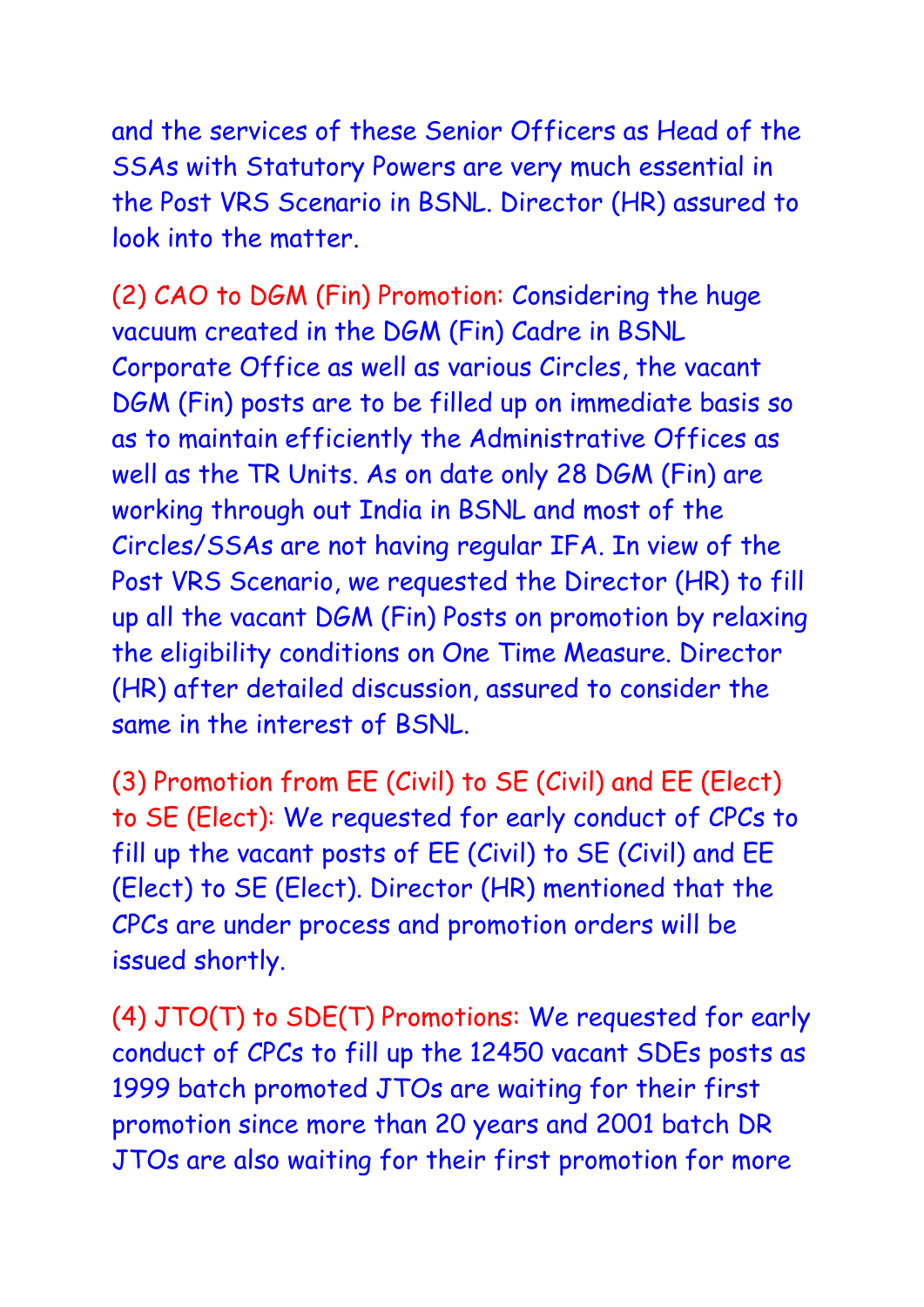and the services of these Senior Officers as Head of the SSAs with Statutory Powers are very much essential in the Post VRS Scenario in BSNL. Director (HR) assured to look into the matter.

(2) CAO to DGM (Fin) Promotion: Considering the huge vacuum created in the DGM (Fin) Cadre in BSNL Corporate Office as well as various Circles, the vacant DGM (Fin) posts are to be filled up on immediate basis so as to maintain efficiently the Administrative Offices as well as the TR Units. As on date only 28 DGM (Fin) are working through out India in BSNL and most of the Circles/SSAs are not having regular IFA. In view of the Post VRS Scenario, we requested the Director (HR) to fill up all the vacant DGM (Fin) Posts on promotion by relaxing the eligibility conditions on One Time Measure. Director (HR) after detailed discussion, assured to consider the same in the interest of BSNL.

(3) Promotion from EE (Civil) to SE (Civil) and EE (Elect) to SE (Elect): We requested for early conduct of CPCs to fill up the vacant posts of EE (Civil) to SE (Civil) and EE (Elect) to SE (Elect). Director (HR) mentioned that the CPCs are under process and promotion orders will be issued shortly.

(4) JTO(T) to SDE(T) Promotions: We requested for early conduct of CPCs to fill up the 12450 vacant SDEs posts as 1999 batch promoted JTOs are waiting for their first promotion since more than 20 years and 2001 batch DR JTOs are also waiting for their first promotion for more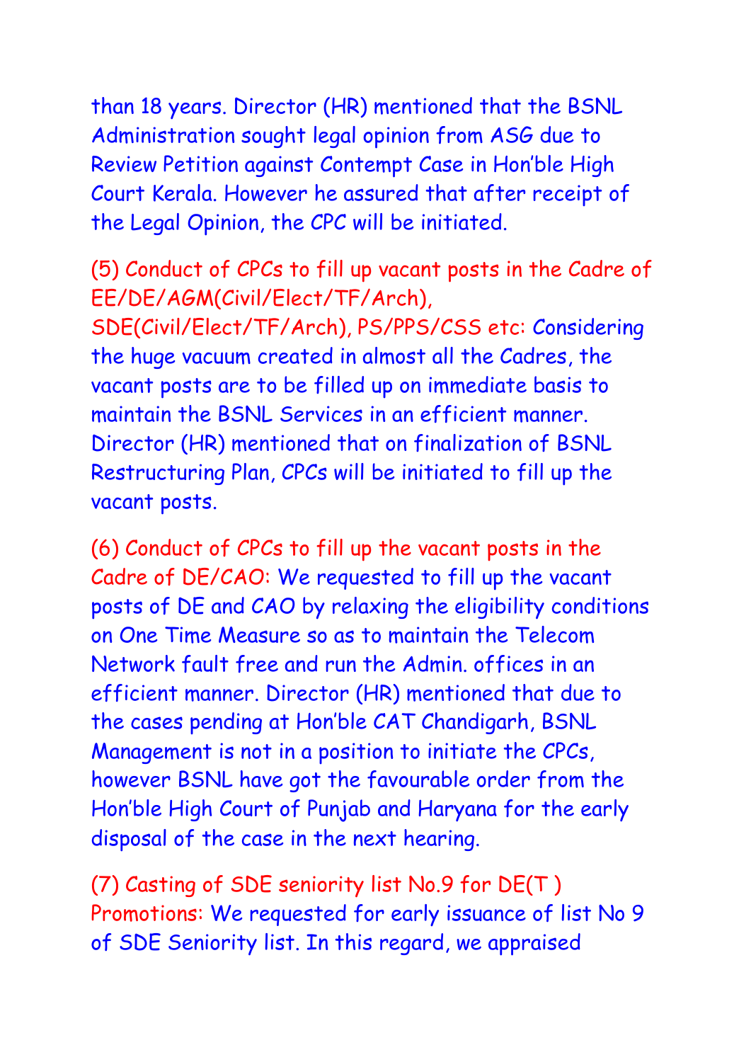than 18 years. Director (HR) mentioned that the BSNL Administration sought legal opinion from ASG due to Review Petition against Contempt Case in Hon'ble High Court Kerala. However he assured that after receipt of the Legal Opinion, the CPC will be initiated.

(5) Conduct of CPCs to fill up vacant posts in the Cadre of EE/DE/AGM(Civil/Elect/TF/Arch), SDE(Civil/Elect/TF/Arch), PS/PPS/CSS etc: Considering the huge vacuum created in almost all the Cadres, the vacant posts are to be filled up on immediate basis to maintain the BSNL Services in an efficient manner. Director (HR) mentioned that on finalization of BSNL Restructuring Plan, CPCs will be initiated to fill up the vacant posts.

(6) Conduct of CPCs to fill up the vacant posts in the Cadre of DE/CAO: We requested to fill up the vacant posts of DE and CAO by relaxing the eligibility conditions on One Time Measure so as to maintain the Telecom Network fault free and run the Admin. offices in an efficient manner. Director (HR) mentioned that due to the cases pending at Hon'ble CAT Chandigarh, BSNL Management is not in a position to initiate the CPCs, however BSNL have got the favourable order from the Hon'ble High Court of Punjab and Haryana for the early disposal of the case in the next hearing.

(7) Casting of SDE seniority list No.9 for DE(T ) Promotions: We requested for early issuance of list No 9 of SDE Seniority list. In this regard, we appraised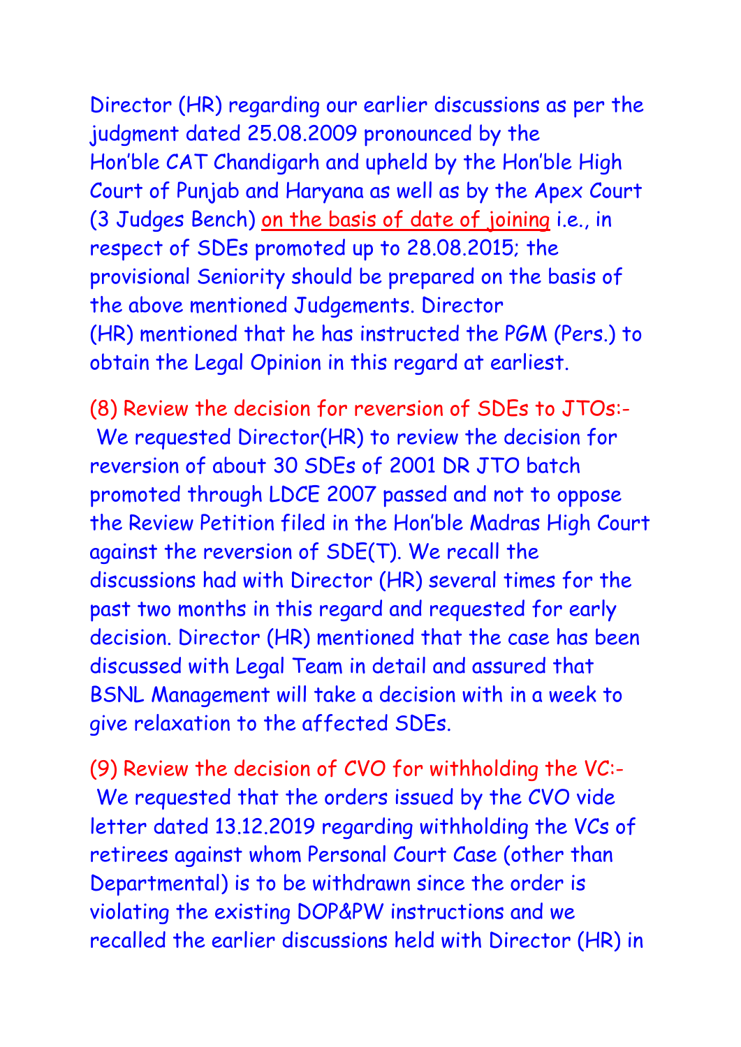Director (HR) regarding our earlier discussions as per the judgment dated 25.08.2009 pronounced by the Hon'ble CAT Chandigarh and upheld by the Hon'ble High Court of Punjab and Haryana as well as by the Apex Court (3 Judges Bench) on the basis of date of joining i.e., in respect of SDEs promoted up to 28.08.2015; the provisional Seniority should be prepared on the basis of the above mentioned Judgements. Director (HR) mentioned that he has instructed the PGM (Pers.) to obtain the Legal Opinion in this regard at earliest.

(8) Review the decision for reversion of SDEs to JTOs:-
We requested Director(HR) to review the decision for reversion of about 30 SDEs of 2001 DR JTO batch promoted through LDCE 2007 passed and not to oppose the Review Petition filed in the Hon'ble Madras High Court against the reversion of SDE(T). We recall the discussions had with Director (HR) several times for the past two months in this regard and requested for early decision. Director (HR) mentioned that the case has been discussed with Legal Team in detail and assured that BSNL Management will take a decision with in a week to give relaxation to the affected SDEs.

(9) Review the decision of CVO for withholding the VC:-
We requested that the orders issued by the CVO vide letter dated 13.12.2019 regarding withholding the VCs of retirees against whom Personal Court Case (other than Departmental) is to be withdrawn since the order is violating the existing DOP&PW instructions and we recalled the earlier discussions held with Director (HR) in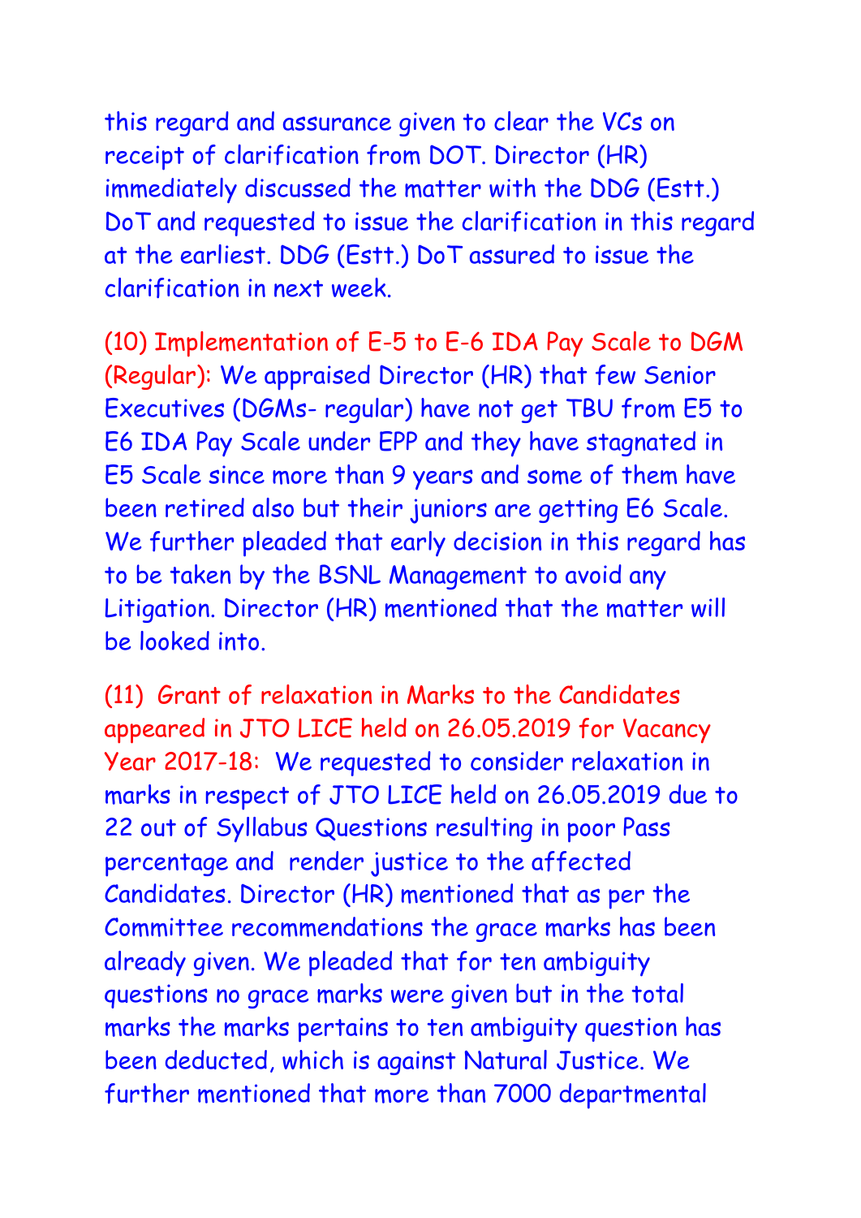this regard and assurance given to clear the VCs on receipt of clarification from DOT. Director (HR) immediately discussed the matter with the DDG (Estt.) DoT and requested to issue the clarification in this regard at the earliest. DDG (Estt.) DoT assured to issue the clarification in next week.

(10) Implementation of E-5 to E-6 IDA Pay Scale to DGM (Regular): We appraised Director (HR) that few Senior Executives (DGMs- regular) have not get TBU from E5 to E6 IDA Pay Scale under EPP and they have stagnated in E5 Scale since more than 9 years and some of them have been retired also but their juniors are getting E6 Scale. We further pleaded that early decision in this regard has to be taken by the BSNL Management to avoid any Litigation. Director (HR) mentioned that the matter will be looked into.

(11) Grant of relaxation in Marks to the Candidates appeared in JTO LICE held on 26.05.2019 for Vacancy Year 2017-18: We requested to consider relaxation in marks in respect of JTO LICE held on 26.05.2019 due to 22 out of Syllabus Questions resulting in poor Pass percentage and render justice to the affected Candidates. Director (HR) mentioned that as per the Committee recommendations the grace marks has been already given. We pleaded that for ten ambiguity questions no grace marks were given but in the total marks the marks pertains to ten ambiguity question has been deducted, which is against Natural Justice. We further mentioned that more than 7000 departmental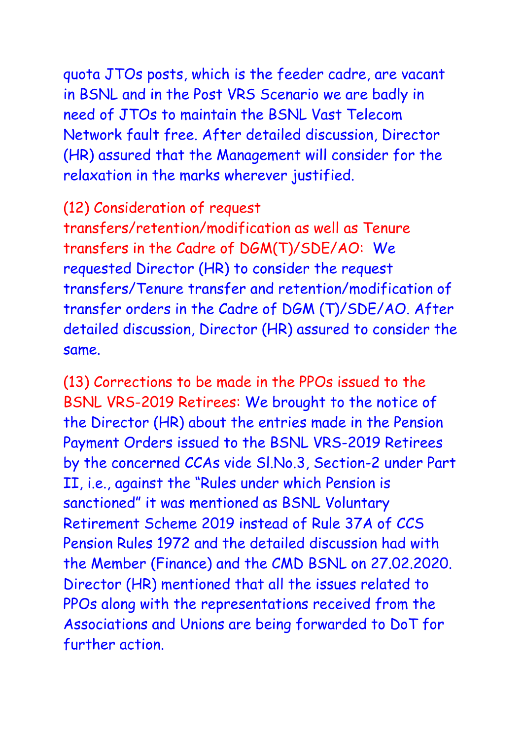quota JTOs posts, which is the feeder cadre, are vacant in BSNL and in the Post VRS Scenario we are badly in need of JTOs to maintain the BSNL Vast Telecom Network fault free. After detailed discussion, Director (HR) assured that the Management will consider for the relaxation in the marks wherever justified.

**(12) Consideration of request transfers/retention/modification as well as Tenure transfers in the Cadre of DGM(T)/SDE/AO:** We requested Director (HR) to consider the request transfers/Tenure transfer and retention/modification of transfer orders in the Cadre of DGM (T)/SDE/AO. After detailed discussion, Director (HR) assured to consider the same.

**(13) Corrections to be made in the PPOs issued to the BSNL VRS-2019 Retirees:** We brought to the notice of the Director (HR) about the entries made in the Pension Payment Orders issued to the BSNL VRS-2019 Retirees by the concerned CCAs vide Sl.No.3, Section-2 under Part II, i.e., against the "Rules under which Pension is sanctioned" it was mentioned as BSNL Voluntary Retirement Scheme 2019 instead of Rule 37A of CCS Pension Rules 1972 and the detailed discussion had with the Member (Finance) and the CMD BSNL on 27.02.2020. Director (HR) mentioned that all the issues related to PPOs along with the representations received from the Associations and Unions are being forwarded to DoT for further action.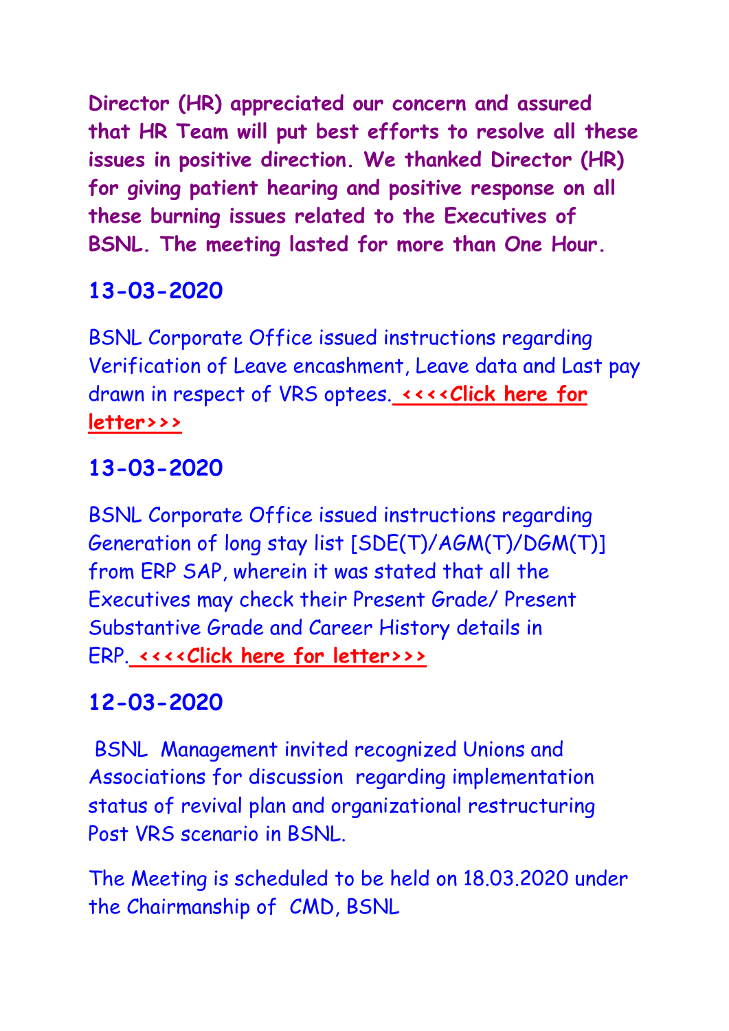**Director (HR) appreciated our concern and assured that HR Team will put best efforts to resolve all these issues in positive direction. We thanked Director (HR) for giving patient hearing and positive response on all these burning issues related to the Executives of BSNL. The meeting lasted for more than One Hour.**

## 13-03-2020

BSNL Corporate Office issued instructions regarding Verification of Leave encashment, Leave data and Last pay drawn in respect of VRS optees. **<<<<Click here for letter>>>**

## 13-03-2020

BSNL Corporate Office issued instructions regarding Generation of long stay list [SDE(T)/AGM(T)/DGM(T)] from ERP SAP, wherein it was stated that all the Executives may check their Present Grade/ Present Substantive Grade and Career History details in ERP. **<<<<Click here for letter>>>**

## 12-03-2020

BSNL Management invited recognized Unions and Associations for discussion regarding implementation status of revival plan and organizational restructuring Post VRS scenario in BSNL.

The Meeting is scheduled to be held on 18.03.2020 under the Chairmanship of CMD, BSNL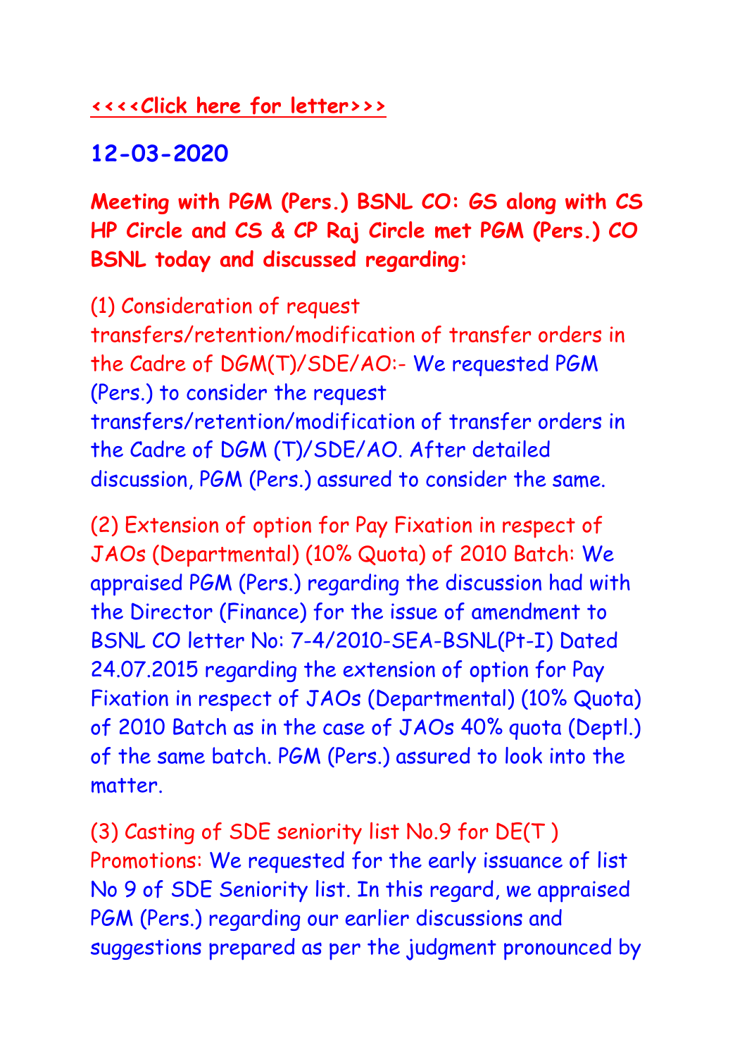**<<<<Click here for letter>>>**

## 12-03-2020

**Meeting with PGM (Pers.) BSNL CO: GS along with CS HP Circle and CS & CP Raj Circle met PGM (Pers.) CO BSNL today and discussed regarding:**

(1) Consideration of request transfers/retention/modification of transfer orders in the Cadre of DGM(T)/SDE/AO:- We requested PGM (Pers.) to consider the request transfers/retention/modification of transfer orders in the Cadre of DGM (T)/SDE/AO. After detailed discussion, PGM (Pers.) assured to consider the same.

(2) Extension of option for Pay Fixation in respect of JAOs (Departmental) (10% Quota) of 2010 Batch: We appraised PGM (Pers.) regarding the discussion had with the Director (Finance) for the issue of amendment to BSNL CO letter No: 7-4/2010-SEA-BSNL(Pt-I) Dated 24.07.2015 regarding the extension of option for Pay Fixation in respect of JAOs (Departmental) (10% Quota) of 2010 Batch as in the case of JAOs 40% quota (Deptl.) of the same batch. PGM (Pers.) assured to look into the matter.

(3) Casting of SDE seniority list No.9 for DE(T ) Promotions: We requested for the early issuance of list No 9 of SDE Seniority list. In this regard, we appraised PGM (Pers.) regarding our earlier discussions and suggestions prepared as per the judgment pronounced by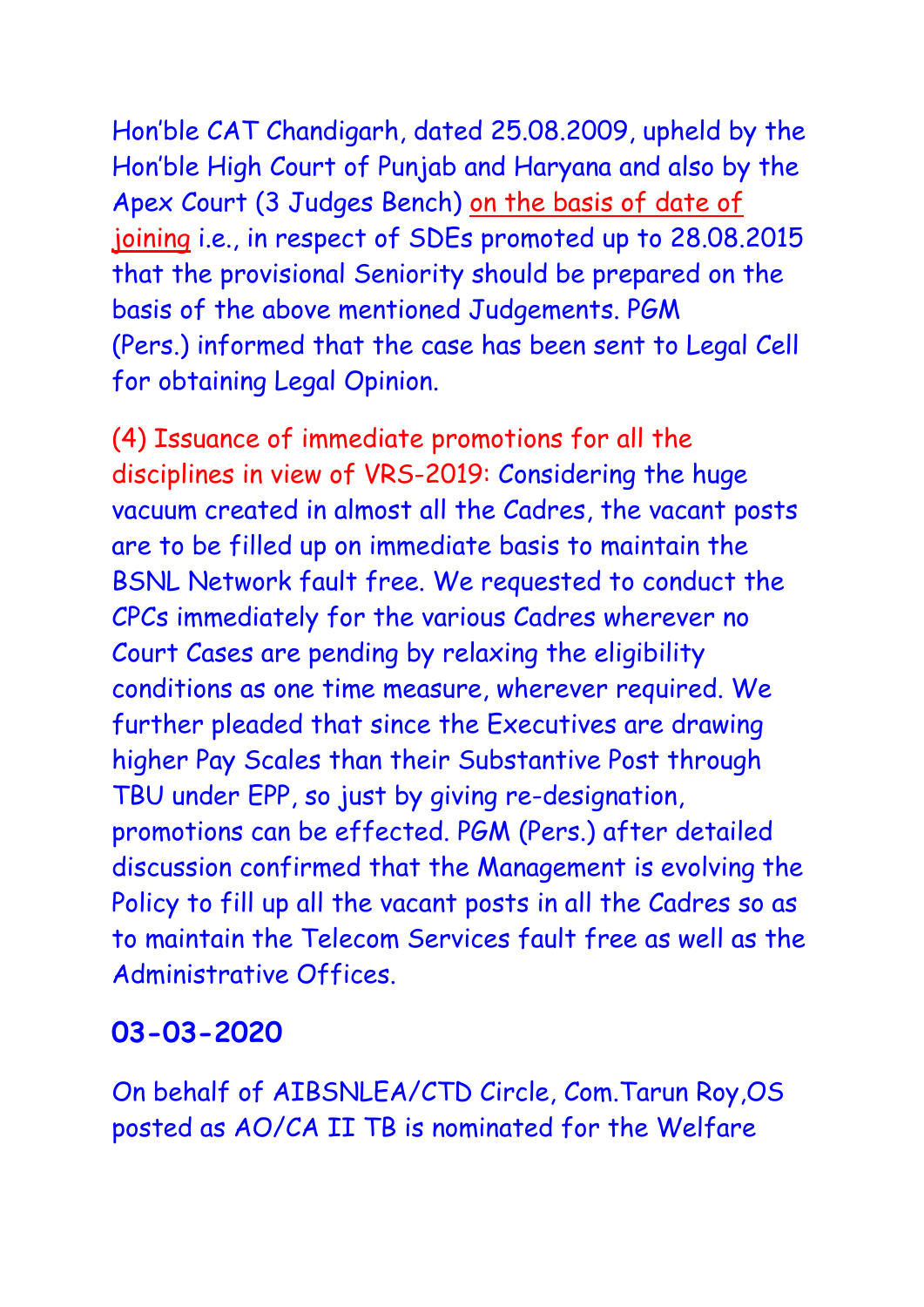Hon'ble CAT Chandigarh, dated 25.08.2009, upheld by the Hon'ble High Court of Punjab and Haryana and also by the Apex Court (3 Judges Bench) on the basis of date of joining i.e., in respect of SDEs promoted up to 28.08.2015 that the provisional Seniority should be prepared on the basis of the above mentioned Judgements. PGM (Pers.) informed that the case has been sent to Legal Cell for obtaining Legal Opinion.

(4) Issuance of immediate promotions for all the disciplines in view of VRS-2019: Considering the huge vacuum created in almost all the Cadres, the vacant posts are to be filled up on immediate basis to maintain the BSNL Network fault free. We requested to conduct the CPCs immediately for the various Cadres wherever no Court Cases are pending by relaxing the eligibility conditions as one time measure, wherever required. We further pleaded that since the Executives are drawing higher Pay Scales than their Substantive Post through TBU under EPP, so just by giving re-designation, promotions can be effected. PGM (Pers.) after detailed discussion confirmed that the Management is evolving the Policy to fill up all the vacant posts in all the Cadres so as to maintain the Telecom Services fault free as well as the Administrative Offices.

## 03-03-2020

On behalf of AIBSNLEA/CTD Circle, Com.Tarun Roy,OS posted as AO/CA II TB is nominated for the Welfare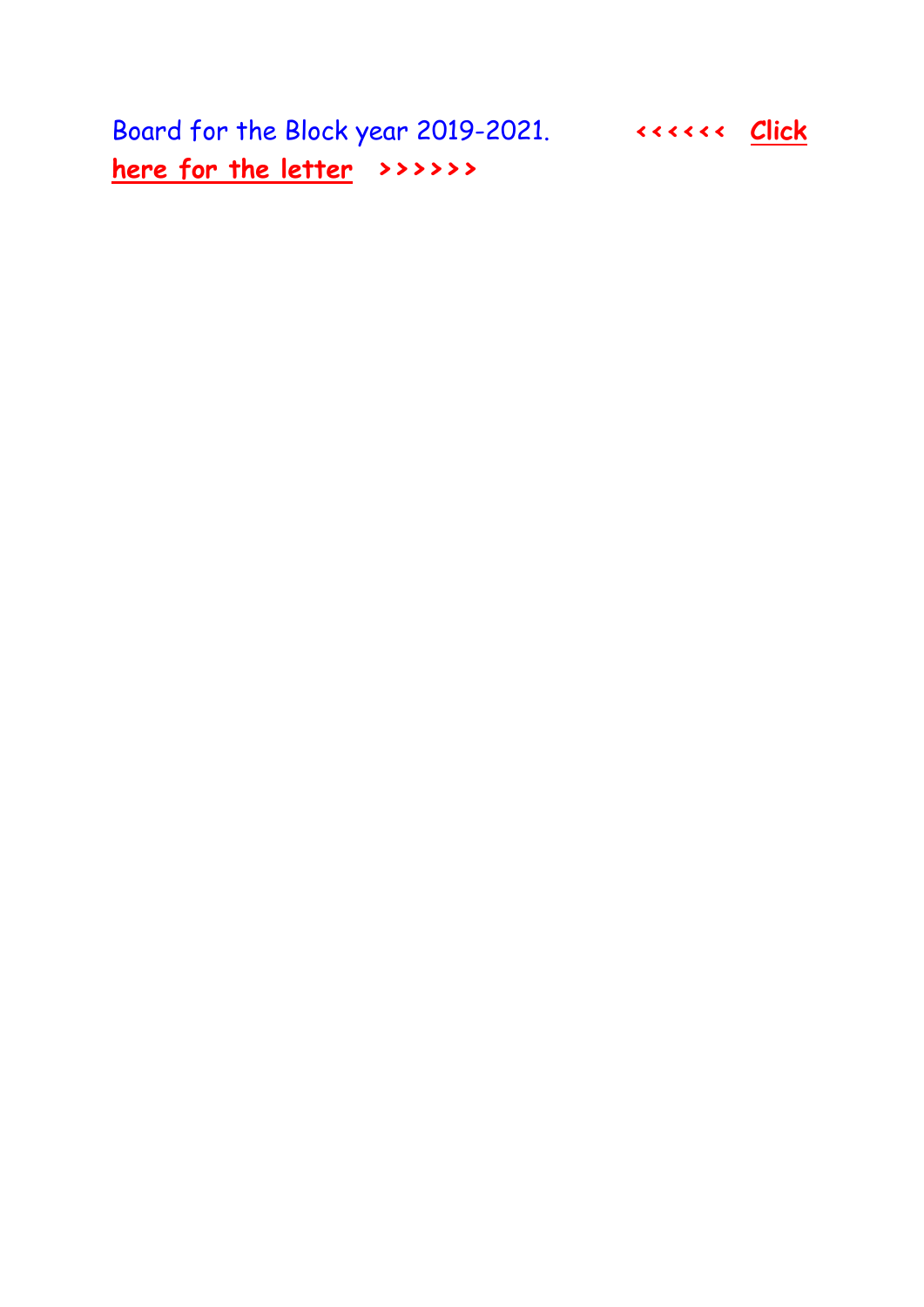Board for the Block year 2019-2021. **<<<<<< Click here for the letter >>>>>>**